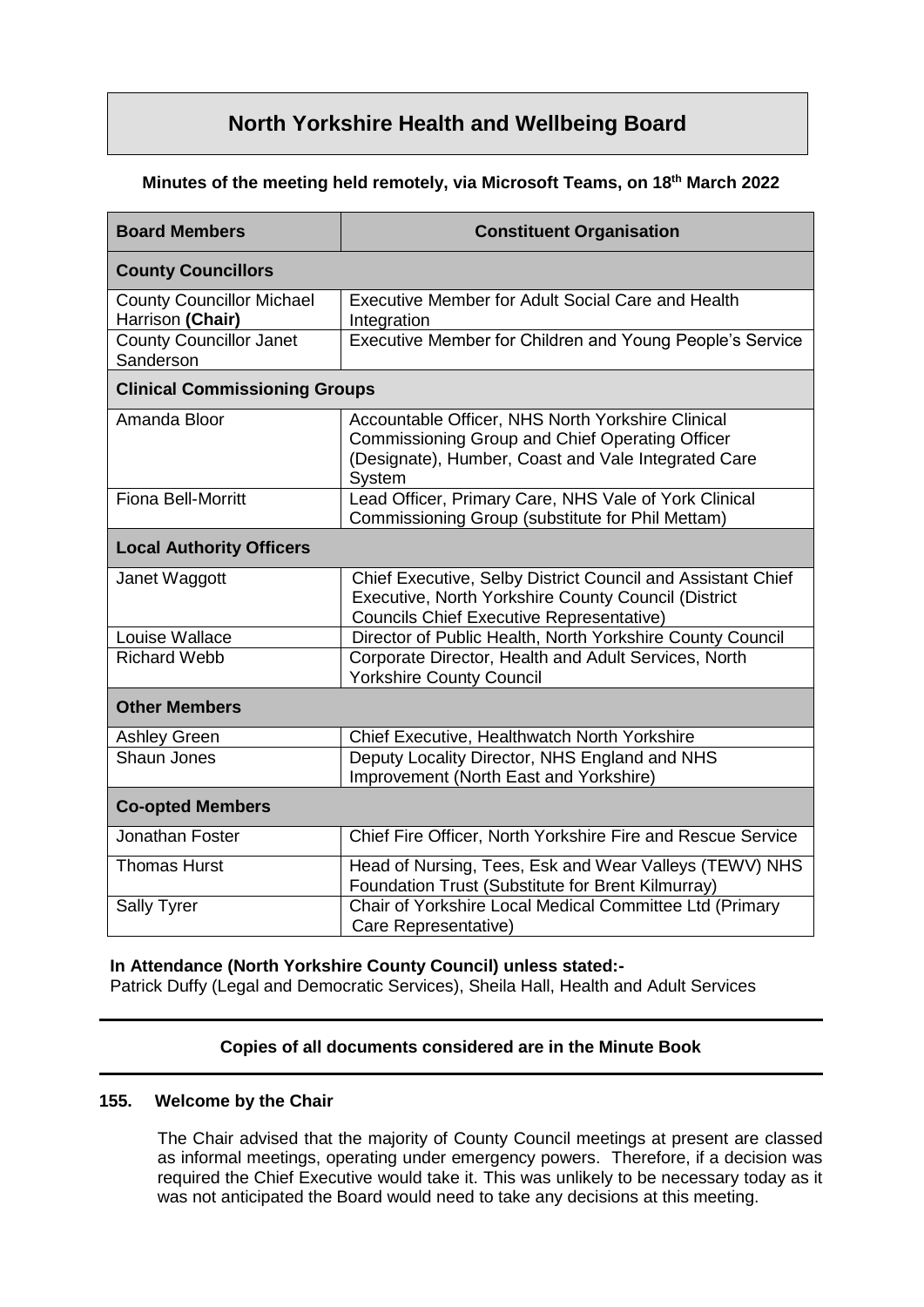# North Yorkshire Health and Wellbeing Board

**Minutes of the meeting held remotely, via Microsoft Teams, on 18th March 2022**

| Board Members | Constituent Organisation |
|---|---|
| **County Councillors** | |
| County Councillor Michael Harrison **(Chair)** | Executive Member for Adult Social Care and Health Integration |
| County Councillor Janet Sanderson | Executive Member for Children and Young People's Service |
| **Clinical Commissioning Groups** | |
| Amanda Bloor | Accountable Officer, NHS North Yorkshire Clinical Commissioning Group and Chief Operating Officer (Designate), Humber, Coast and Vale Integrated Care System |
| Fiona Bell-Morritt | Lead Officer, Primary Care, NHS Vale of York Clinical Commissioning Group (substitute for Phil Mettam) |
| **Local Authority Officers** | |
| Janet Waggott | Chief Executive, Selby District Council and Assistant Chief Executive, North Yorkshire County Council (District Councils Chief Executive Representative) |
| Louise Wallace | Director of Public Health, North Yorkshire County Council |
| Richard Webb | Corporate Director, Health and Adult Services, North Yorkshire County Council |
| **Other Members** | |
| Ashley Green | Chief Executive, Healthwatch North Yorkshire |
| Shaun Jones | Deputy Locality Director, NHS England and NHS Improvement (North East and Yorkshire) |
| **Co-opted Members** | |
| Jonathan Foster | Chief Fire Officer, North Yorkshire Fire and Rescue Service |
| Thomas Hurst | Head of Nursing, Tees, Esk and Wear Valleys (TEWV) NHS Foundation Trust (Substitute for Brent Kilmurray) |
| Sally Tyrer | Chair of Yorkshire Local Medical Committee Ltd (Primary Care Representative) |

**In Attendance (North Yorkshire County Council) unless stated:-**
Patrick Duffy (Legal and Democratic Services), Sheila Hall, Health and Adult Services

---

**Copies of all documents considered are in the Minute Book**

---

### 155. Welcome by the Chair

The Chair advised that the majority of County Council meetings at present are classed as informal meetings, operating under emergency powers. Therefore, if a decision was required the Chief Executive would take it. This was unlikely to be necessary today as it was not anticipated the Board would need to take any decisions at this meeting.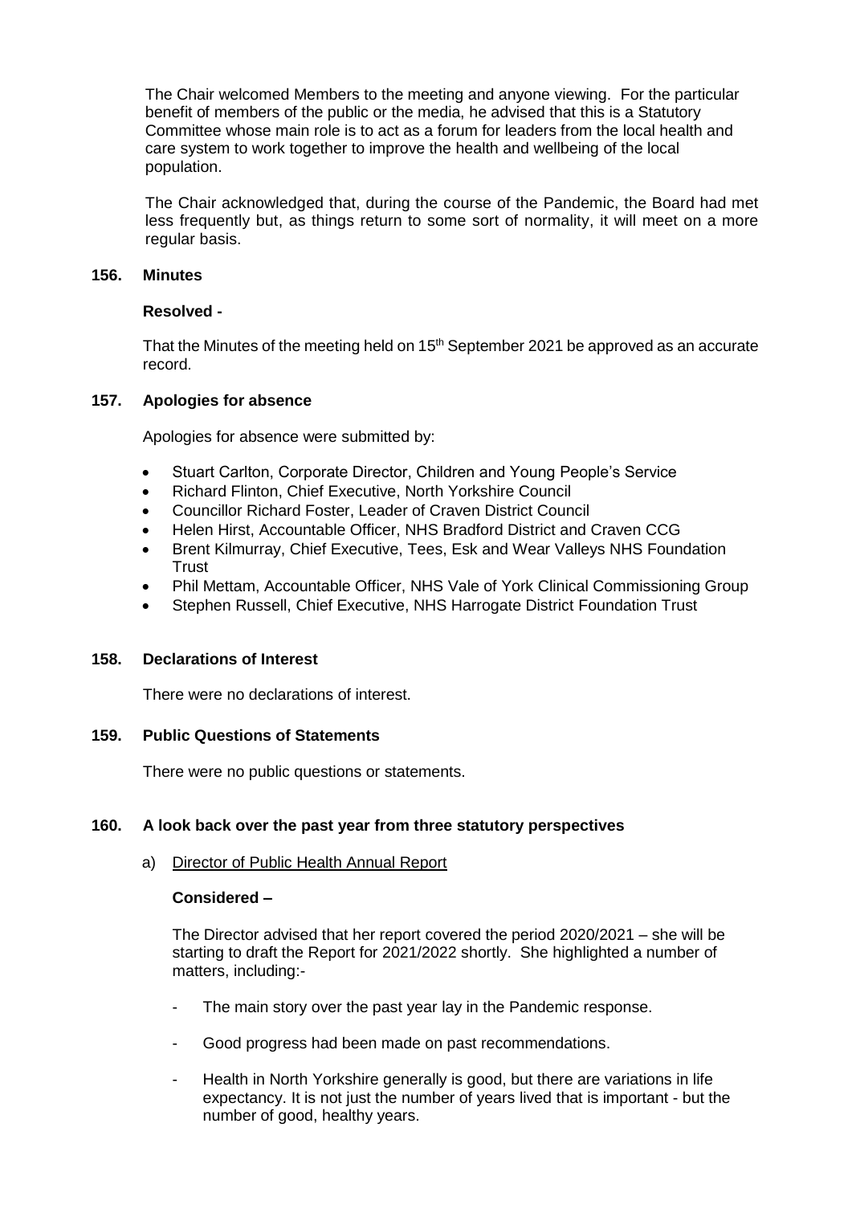The Chair welcomed Members to the meeting and anyone viewing. For the particular benefit of members of the public or the media, he advised that this is a Statutory Committee whose main role is to act as a forum for leaders from the local health and care system to work together to improve the health and wellbeing of the local population.

The Chair acknowledged that, during the course of the Pandemic, the Board had met less frequently but, as things return to some sort of normality, it will meet on a more regular basis.

### 156. Minutes

**Resolved -**

That the Minutes of the meeting held on 15th September 2021 be approved as an accurate record.

### 157. Apologies for absence

Apologies for absence were submitted by:

- Stuart Carlton, Corporate Director, Children and Young People's Service
- Richard Flinton, Chief Executive, North Yorkshire Council
- Councillor Richard Foster, Leader of Craven District Council
- Helen Hirst, Accountable Officer, NHS Bradford District and Craven CCG
- Brent Kilmurray, Chief Executive, Tees, Esk and Wear Valleys NHS Foundation Trust
- Phil Mettam, Accountable Officer, NHS Vale of York Clinical Commissioning Group
- Stephen Russell, Chief Executive, NHS Harrogate District Foundation Trust

### 158. Declarations of Interest

There were no declarations of interest.

### 159. Public Questions of Statements

There were no public questions or statements.

### 160. A look back over the past year from three statutory perspectives

a) Director of Public Health Annual Report

**Considered –**

The Director advised that her report covered the period 2020/2021 – she will be starting to draft the Report for 2021/2022 shortly. She highlighted a number of matters, including:-

- The main story over the past year lay in the Pandemic response.
- Good progress had been made on past recommendations.
- Health in North Yorkshire generally is good, but there are variations in life expectancy. It is not just the number of years lived that is important - but the number of good, healthy years.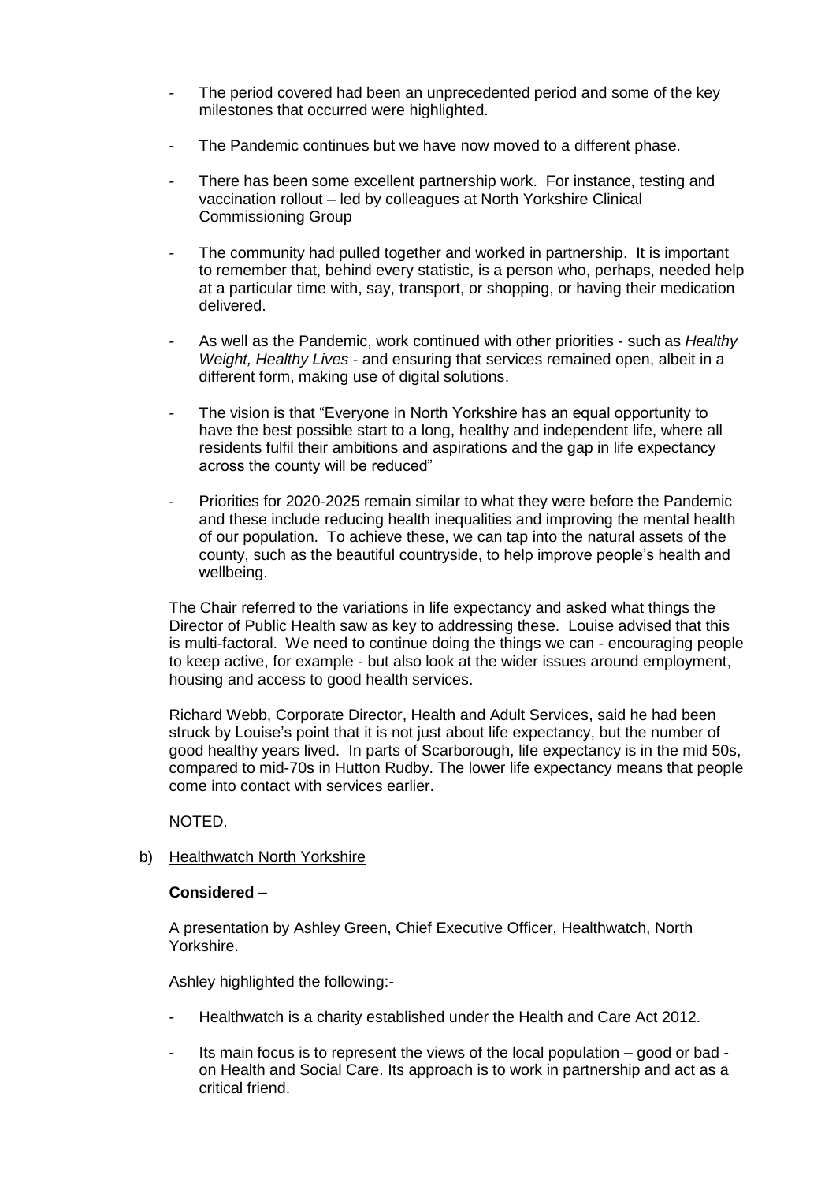- The period covered had been an unprecedented period and some of the key milestones that occurred were highlighted.

- The Pandemic continues but we have now moved to a different phase.

- There has been some excellent partnership work. For instance, testing and vaccination rollout – led by colleagues at North Yorkshire Clinical Commissioning Group

- The community had pulled together and worked in partnership. It is important to remember that, behind every statistic, is a person who, perhaps, needed help at a particular time with, say, transport, or shopping, or having their medication delivered.

- As well as the Pandemic, work continued with other priorities - such as *Healthy Weight, Healthy Lives* - and ensuring that services remained open, albeit in a different form, making use of digital solutions.

- The vision is that "Everyone in North Yorkshire has an equal opportunity to have the best possible start to a long, healthy and independent life, where all residents fulfil their ambitions and aspirations and the gap in life expectancy across the county will be reduced"

- Priorities for 2020-2025 remain similar to what they were before the Pandemic and these include reducing health inequalities and improving the mental health of our population. To achieve these, we can tap into the natural assets of the county, such as the beautiful countryside, to help improve people's health and wellbeing.

The Chair referred to the variations in life expectancy and asked what things the Director of Public Health saw as key to addressing these. Louise advised that this is multi-factoral. We need to continue doing the things we can - encouraging people to keep active, for example - but also look at the wider issues around employment, housing and access to good health services.

Richard Webb, Corporate Director, Health and Adult Services, said he had been struck by Louise's point that it is not just about life expectancy, but the number of good healthy years lived. In parts of Scarborough, life expectancy is in the mid 50s, compared to mid-70s in Hutton Rudby. The lower life expectancy means that people come into contact with services earlier.

NOTED.

b) Healthwatch North Yorkshire

**Considered –**

A presentation by Ashley Green, Chief Executive Officer, Healthwatch, North Yorkshire.

Ashley highlighted the following:-

- Healthwatch is a charity established under the Health and Care Act 2012.

- Its main focus is to represent the views of the local population – good or bad - on Health and Social Care. Its approach is to work in partnership and act as a critical friend.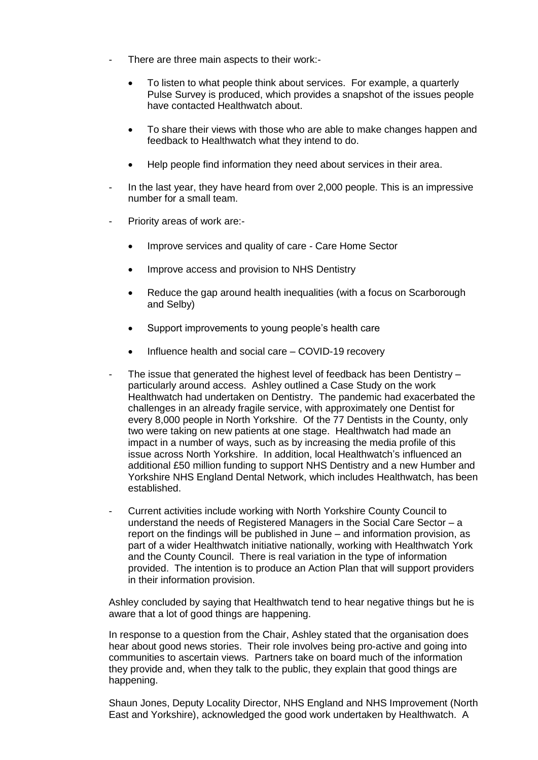- There are three main aspects to their work:-

  - To listen to what people think about services. For example, a quarterly Pulse Survey is produced, which provides a snapshot of the issues people have contacted Healthwatch about.

  - To share their views with those who are able to make changes happen and feedback to Healthwatch what they intend to do.

  - Help people find information they need about services in their area.

- In the last year, they have heard from over 2,000 people. This is an impressive number for a small team.

- Priority areas of work are:-

  - Improve services and quality of care - Care Home Sector

  - Improve access and provision to NHS Dentistry

  - Reduce the gap around health inequalities (with a focus on Scarborough and Selby)

  - Support improvements to young people's health care

  - Influence health and social care – COVID-19 recovery

- The issue that generated the highest level of feedback has been Dentistry – particularly around access. Ashley outlined a Case Study on the work Healthwatch had undertaken on Dentistry. The pandemic had exacerbated the challenges in an already fragile service, with approximately one Dentist for every 8,000 people in North Yorkshire. Of the 77 Dentists in the County, only two were taking on new patients at one stage. Healthwatch had made an impact in a number of ways, such as by increasing the media profile of this issue across North Yorkshire. In addition, local Healthwatch's influenced an additional £50 million funding to support NHS Dentistry and a new Humber and Yorkshire NHS England Dental Network, which includes Healthwatch, has been established.

- Current activities include working with North Yorkshire County Council to understand the needs of Registered Managers in the Social Care Sector – a report on the findings will be published in June – and information provision, as part of a wider Healthwatch initiative nationally, working with Healthwatch York and the County Council. There is real variation in the type of information provided. The intention is to produce an Action Plan that will support providers in their information provision.

Ashley concluded by saying that Healthwatch tend to hear negative things but he is aware that a lot of good things are happening.

In response to a question from the Chair, Ashley stated that the organisation does hear about good news stories. Their role involves being pro-active and going into communities to ascertain views. Partners take on board much of the information they provide and, when they talk to the public, they explain that good things are happening.

Shaun Jones, Deputy Locality Director, NHS England and NHS Improvement (North East and Yorkshire), acknowledged the good work undertaken by Healthwatch. A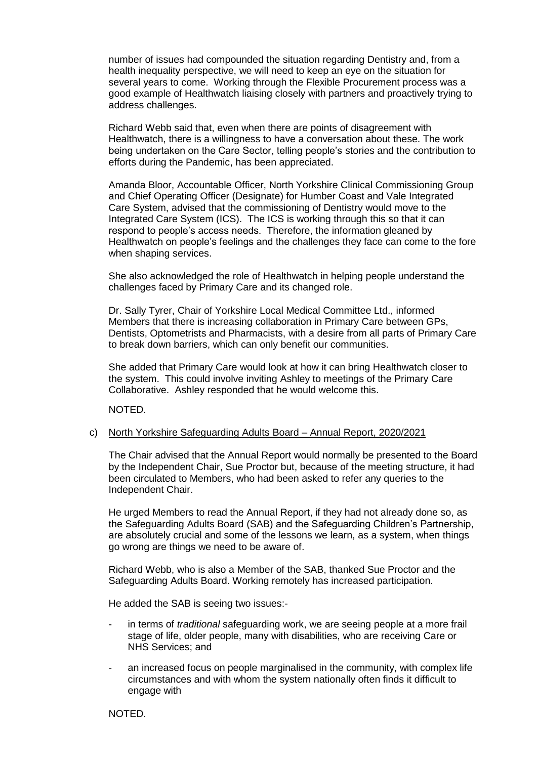number of issues had compounded the situation regarding Dentistry and, from a health inequality perspective, we will need to keep an eye on the situation for several years to come. Working through the Flexible Procurement process was a good example of Healthwatch liaising closely with partners and proactively trying to address challenges.

Richard Webb said that, even when there are points of disagreement with Healthwatch, there is a willingness to have a conversation about these. The work being undertaken on the Care Sector, telling people's stories and the contribution to efforts during the Pandemic, has been appreciated.

Amanda Bloor, Accountable Officer, North Yorkshire Clinical Commissioning Group and Chief Operating Officer (Designate) for Humber Coast and Vale Integrated Care System, advised that the commissioning of Dentistry would move to the Integrated Care System (ICS). The ICS is working through this so that it can respond to people's access needs. Therefore, the information gleaned by Healthwatch on people's feelings and the challenges they face can come to the fore when shaping services.

She also acknowledged the role of Healthwatch in helping people understand the challenges faced by Primary Care and its changed role.

Dr. Sally Tyrer, Chair of Yorkshire Local Medical Committee Ltd., informed Members that there is increasing collaboration in Primary Care between GPs, Dentists, Optometrists and Pharmacists, with a desire from all parts of Primary Care to break down barriers, which can only benefit our communities.

She added that Primary Care would look at how it can bring Healthwatch closer to the system. This could involve inviting Ashley to meetings of the Primary Care Collaborative. Ashley responded that he would welcome this.

NOTED.

c) <u>North Yorkshire Safeguarding Adults Board – Annual Report, 2020/2021</u>

The Chair advised that the Annual Report would normally be presented to the Board by the Independent Chair, Sue Proctor but, because of the meeting structure, it had been circulated to Members, who had been asked to refer any queries to the Independent Chair.

He urged Members to read the Annual Report, if they had not already done so, as the Safeguarding Adults Board (SAB) and the Safeguarding Children's Partnership, are absolutely crucial and some of the lessons we learn, as a system, when things go wrong are things we need to be aware of.

Richard Webb, who is also a Member of the SAB, thanked Sue Proctor and the Safeguarding Adults Board. Working remotely has increased participation.

He added the SAB is seeing two issues:-

- in terms of *traditional* safeguarding work, we are seeing people at a more frail stage of life, older people, many with disabilities, who are receiving Care or NHS Services; and
- an increased focus on people marginalised in the community, with complex life circumstances and with whom the system nationally often finds it difficult to engage with

NOTED.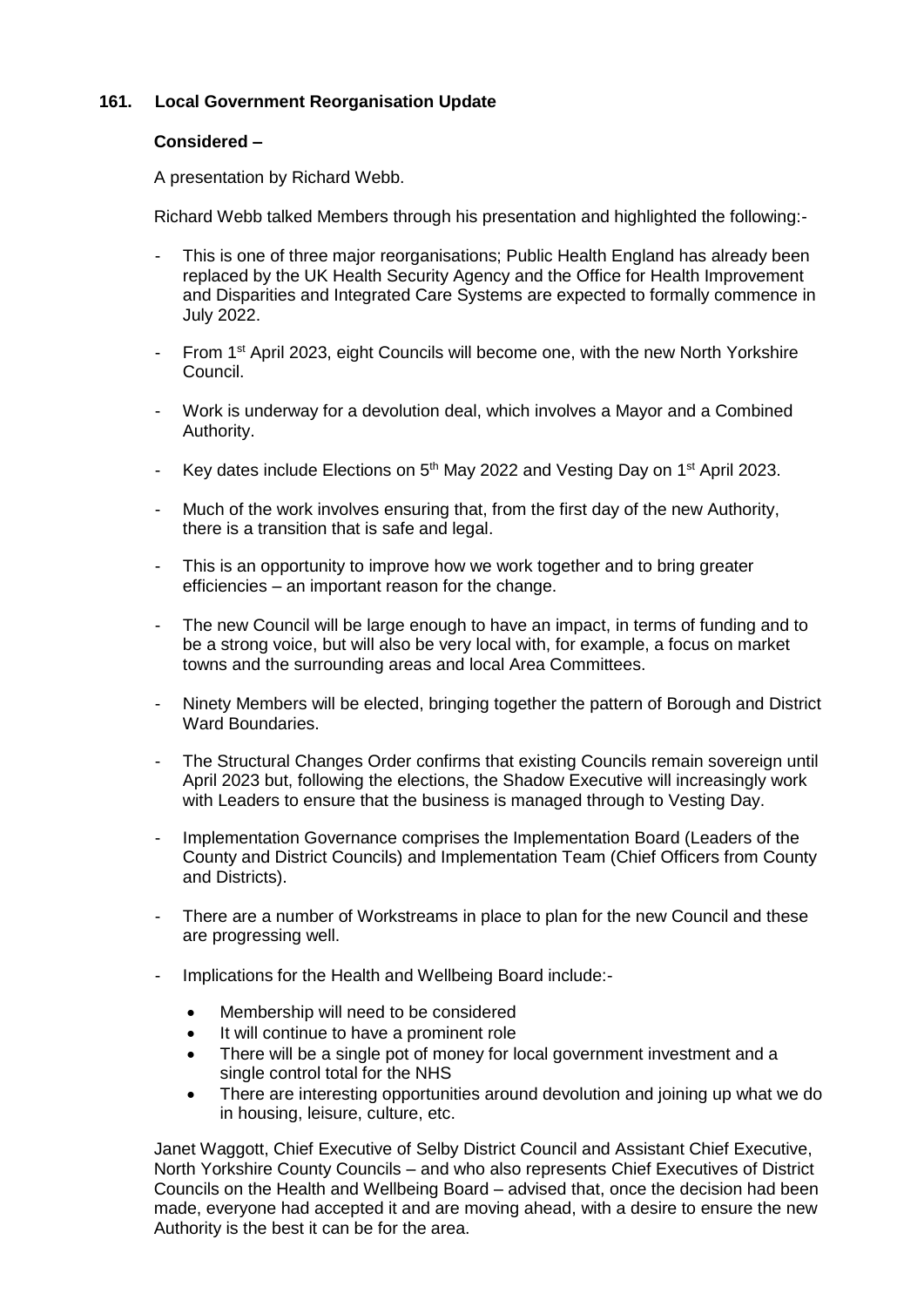## 161. Local Government Reorganisation Update

**Considered –**

A presentation by Richard Webb.

Richard Webb talked Members through his presentation and highlighted the following:-

- This is one of three major reorganisations; Public Health England has already been replaced by the UK Health Security Agency and the Office for Health Improvement and Disparities and Integrated Care Systems are expected to formally commence in July 2022.
- From 1st April 2023, eight Councils will become one, with the new North Yorkshire Council.
- Work is underway for a devolution deal, which involves a Mayor and a Combined Authority.
- Key dates include Elections on 5th May 2022 and Vesting Day on 1st April 2023.
- Much of the work involves ensuring that, from the first day of the new Authority, there is a transition that is safe and legal.
- This is an opportunity to improve how we work together and to bring greater efficiencies – an important reason for the change.
- The new Council will be large enough to have an impact, in terms of funding and to be a strong voice, but will also be very local with, for example, a focus on market towns and the surrounding areas and local Area Committees.
- Ninety Members will be elected, bringing together the pattern of Borough and District Ward Boundaries.
- The Structural Changes Order confirms that existing Councils remain sovereign until April 2023 but, following the elections, the Shadow Executive will increasingly work with Leaders to ensure that the business is managed through to Vesting Day.
- Implementation Governance comprises the Implementation Board (Leaders of the County and District Councils) and Implementation Team (Chief Officers from County and Districts).
- There are a number of Workstreams in place to plan for the new Council and these are progressing well.
- Implications for the Health and Wellbeing Board include:-
    - Membership will need to be considered
    - It will continue to have a prominent role
    - There will be a single pot of money for local government investment and a single control total for the NHS
    - There are interesting opportunities around devolution and joining up what we do in housing, leisure, culture, etc.

Janet Waggott, Chief Executive of Selby District Council and Assistant Chief Executive, North Yorkshire County Councils – and who also represents Chief Executives of District Councils on the Health and Wellbeing Board – advised that, once the decision had been made, everyone had accepted it and are moving ahead, with a desire to ensure the new Authority is the best it can be for the area.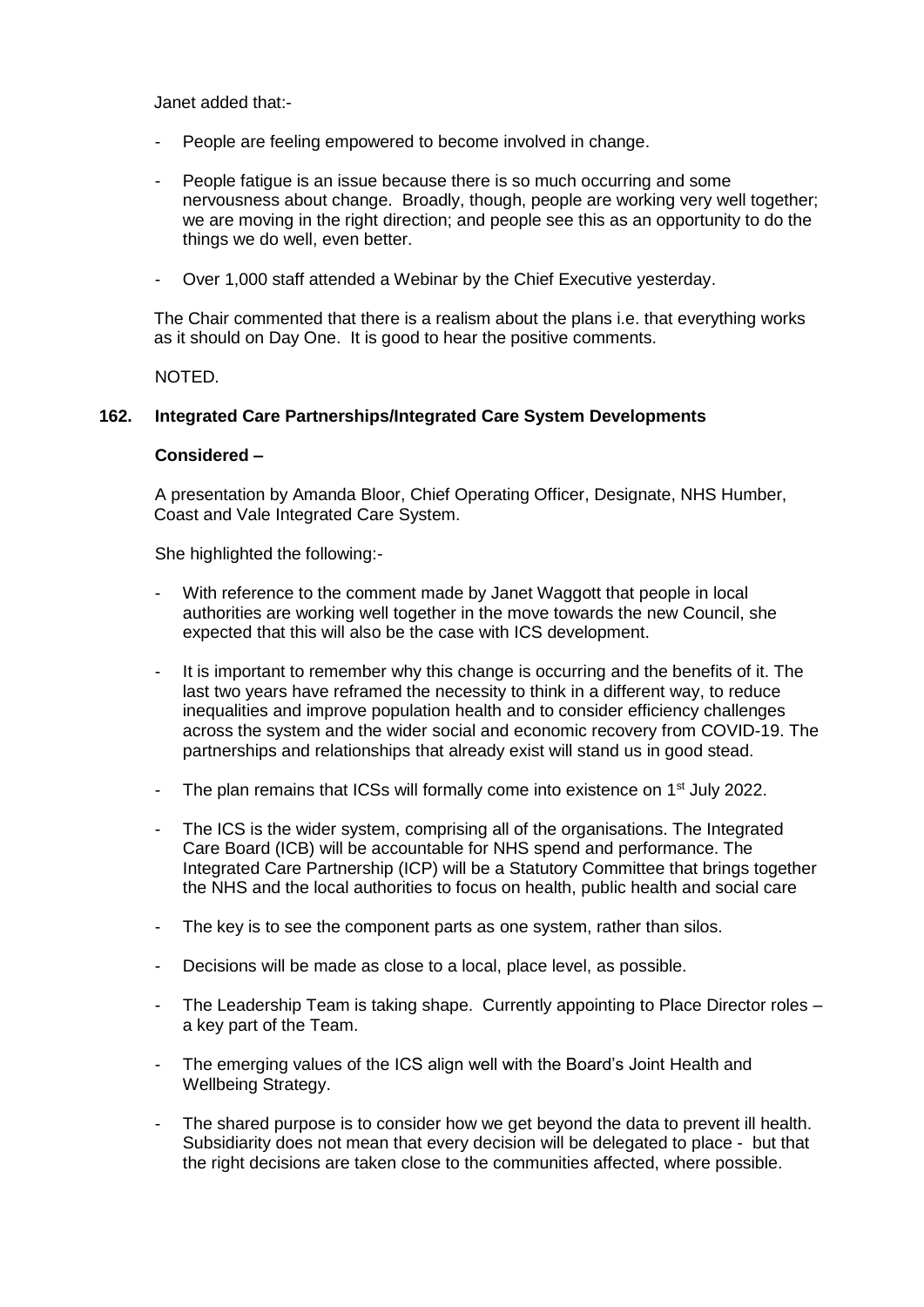Janet added that:-

- People are feeling empowered to become involved in change.
- People fatigue is an issue because there is so much occurring and some nervousness about change. Broadly, though, people are working very well together; we are moving in the right direction; and people see this as an opportunity to do the things we do well, even better.
- Over 1,000 staff attended a Webinar by the Chief Executive yesterday.

The Chair commented that there is a realism about the plans i.e. that everything works as it should on Day One. It is good to hear the positive comments.

NOTED.

## 162. Integrated Care Partnerships/Integrated Care System Developments

**Considered –**

A presentation by Amanda Bloor, Chief Operating Officer, Designate, NHS Humber, Coast and Vale Integrated Care System.

She highlighted the following:-

- With reference to the comment made by Janet Waggott that people in local authorities are working well together in the move towards the new Council, she expected that this will also be the case with ICS development.
- It is important to remember why this change is occurring and the benefits of it. The last two years have reframed the necessity to think in a different way, to reduce inequalities and improve population health and to consider efficiency challenges across the system and the wider social and economic recovery from COVID-19. The partnerships and relationships that already exist will stand us in good stead.
- The plan remains that ICSs will formally come into existence on 1st July 2022.
- The ICS is the wider system, comprising all of the organisations. The Integrated Care Board (ICB) will be accountable for NHS spend and performance. The Integrated Care Partnership (ICP) will be a Statutory Committee that brings together the NHS and the local authorities to focus on health, public health and social care
- The key is to see the component parts as one system, rather than silos.
- Decisions will be made as close to a local, place level, as possible.
- The Leadership Team is taking shape. Currently appointing to Place Director roles – a key part of the Team.
- The emerging values of the ICS align well with the Board's Joint Health and Wellbeing Strategy.
- The shared purpose is to consider how we get beyond the data to prevent ill health. Subsidiarity does not mean that every decision will be delegated to place - but that the right decisions are taken close to the communities affected, where possible.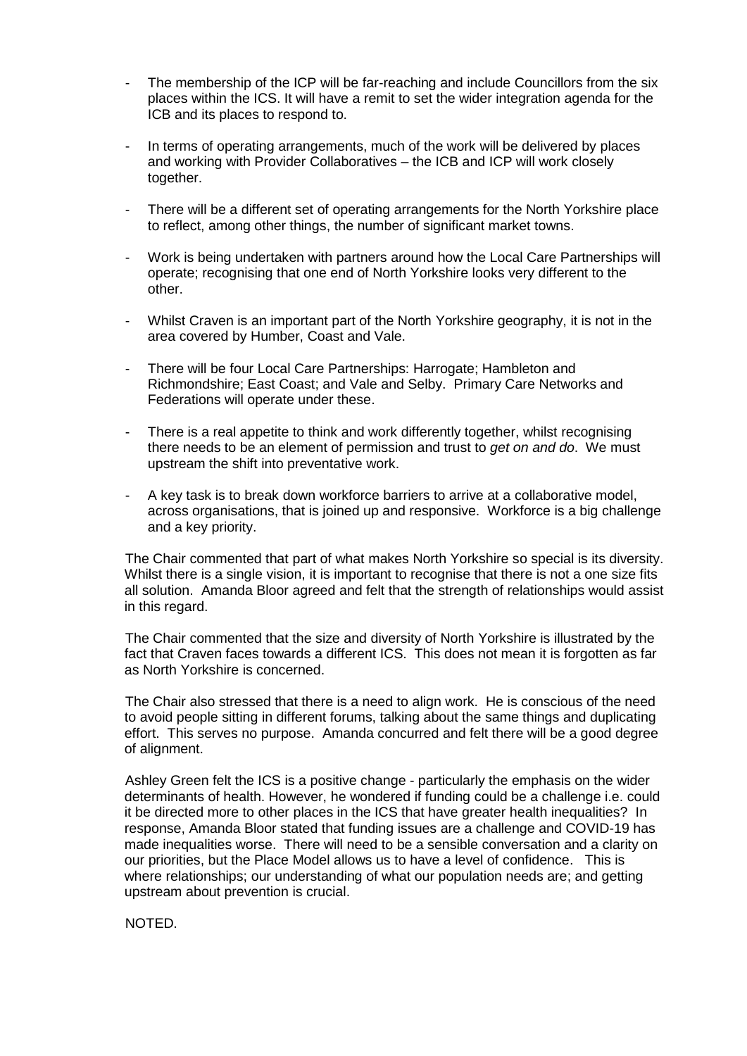- The membership of the ICP will be far-reaching and include Councillors from the six places within the ICS. It will have a remit to set the wider integration agenda for the ICB and its places to respond to.
- In terms of operating arrangements, much of the work will be delivered by places and working with Provider Collaboratives – the ICB and ICP will work closely together.
- There will be a different set of operating arrangements for the North Yorkshire place to reflect, among other things, the number of significant market towns.
- Work is being undertaken with partners around how the Local Care Partnerships will operate; recognising that one end of North Yorkshire looks very different to the other.
- Whilst Craven is an important part of the North Yorkshire geography, it is not in the area covered by Humber, Coast and Vale.
- There will be four Local Care Partnerships: Harrogate; Hambleton and Richmondshire; East Coast; and Vale and Selby. Primary Care Networks and Federations will operate under these.
- There is a real appetite to think and work differently together, whilst recognising there needs to be an element of permission and trust to *get on and do*. We must upstream the shift into preventative work.
- A key task is to break down workforce barriers to arrive at a collaborative model, across organisations, that is joined up and responsive. Workforce is a big challenge and a key priority.

The Chair commented that part of what makes North Yorkshire so special is its diversity. Whilst there is a single vision, it is important to recognise that there is not a one size fits all solution. Amanda Bloor agreed and felt that the strength of relationships would assist in this regard.

The Chair commented that the size and diversity of North Yorkshire is illustrated by the fact that Craven faces towards a different ICS. This does not mean it is forgotten as far as North Yorkshire is concerned.

The Chair also stressed that there is a need to align work. He is conscious of the need to avoid people sitting in different forums, talking about the same things and duplicating effort. This serves no purpose. Amanda concurred and felt there will be a good degree of alignment.

Ashley Green felt the ICS is a positive change - particularly the emphasis on the wider determinants of health. However, he wondered if funding could be a challenge i.e. could it be directed more to other places in the ICS that have greater health inequalities? In response, Amanda Bloor stated that funding issues are a challenge and COVID-19 has made inequalities worse. There will need to be a sensible conversation and a clarity on our priorities, but the Place Model allows us to have a level of confidence. This is where relationships; our understanding of what our population needs are; and getting upstream about prevention is crucial.

NOTED.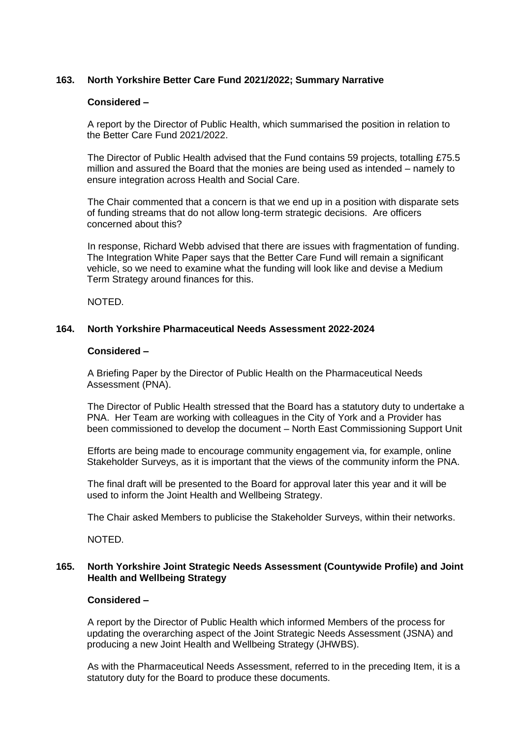**163. North Yorkshire Better Care Fund 2021/2022; Summary Narrative**

**Considered –**

A report by the Director of Public Health, which summarised the position in relation to the Better Care Fund 2021/2022.

The Director of Public Health advised that the Fund contains 59 projects, totalling £75.5 million and assured the Board that the monies are being used as intended – namely to ensure integration across Health and Social Care.

The Chair commented that a concern is that we end up in a position with disparate sets of funding streams that do not allow long-term strategic decisions. Are officers concerned about this?

In response, Richard Webb advised that there are issues with fragmentation of funding. The Integration White Paper says that the Better Care Fund will remain a significant vehicle, so we need to examine what the funding will look like and devise a Medium Term Strategy around finances for this.

NOTED.

**164. North Yorkshire Pharmaceutical Needs Assessment 2022-2024**

**Considered –**

A Briefing Paper by the Director of Public Health on the Pharmaceutical Needs Assessment (PNA).

The Director of Public Health stressed that the Board has a statutory duty to undertake a PNA. Her Team are working with colleagues in the City of York and a Provider has been commissioned to develop the document – North East Commissioning Support Unit

Efforts are being made to encourage community engagement via, for example, online Stakeholder Surveys, as it is important that the views of the community inform the PNA.

The final draft will be presented to the Board for approval later this year and it will be used to inform the Joint Health and Wellbeing Strategy.

The Chair asked Members to publicise the Stakeholder Surveys, within their networks.

NOTED.

**165. North Yorkshire Joint Strategic Needs Assessment (Countywide Profile) and Joint Health and Wellbeing Strategy**

**Considered –**

A report by the Director of Public Health which informed Members of the process for updating the overarching aspect of the Joint Strategic Needs Assessment (JSNA) and producing a new Joint Health and Wellbeing Strategy (JHWBS).

As with the Pharmaceutical Needs Assessment, referred to in the preceding Item, it is a statutory duty for the Board to produce these documents.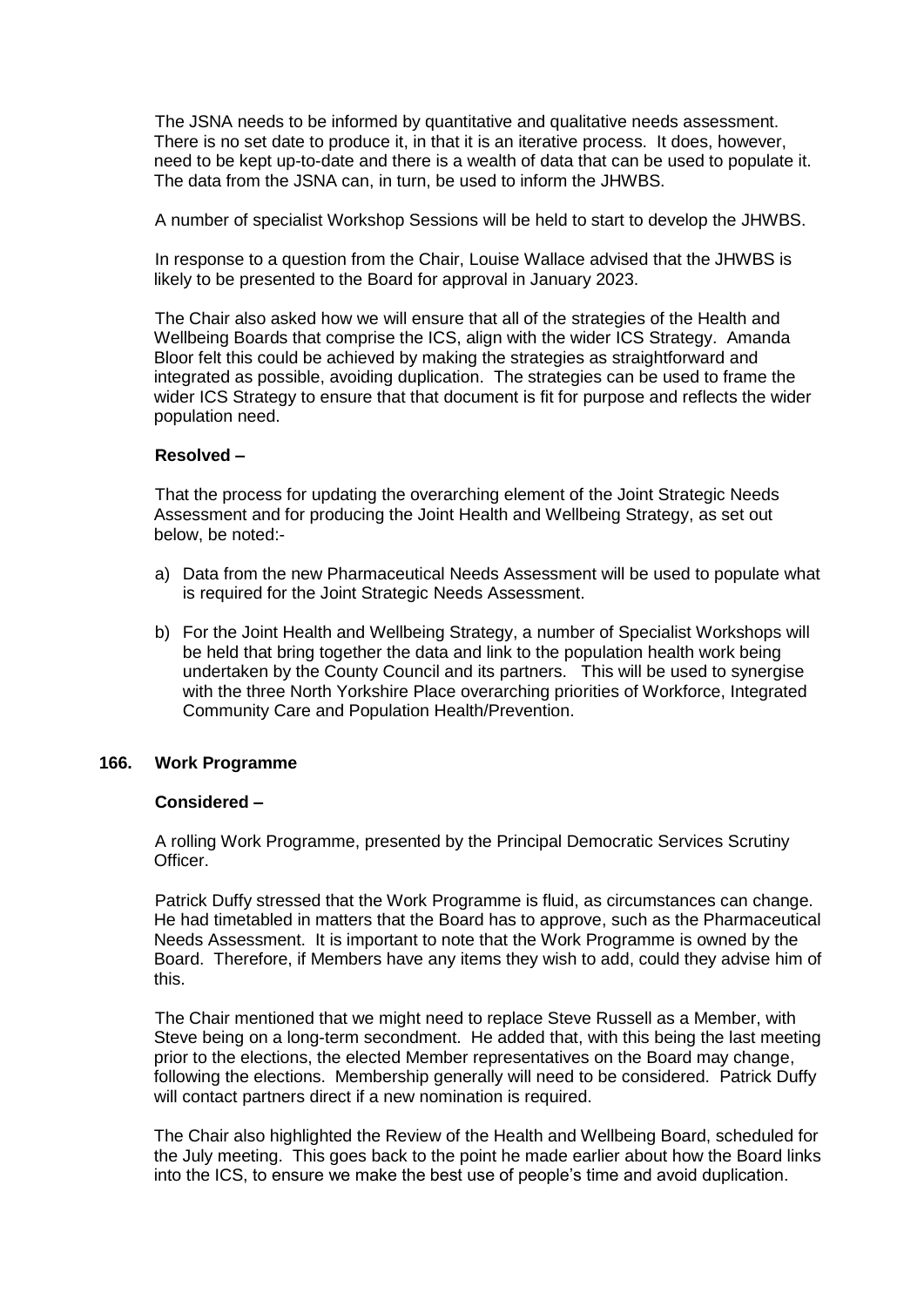The JSNA needs to be informed by quantitative and qualitative needs assessment. There is no set date to produce it, in that it is an iterative process. It does, however, need to be kept up-to-date and there is a wealth of data that can be used to populate it. The data from the JSNA can, in turn, be used to inform the JHWBS.

A number of specialist Workshop Sessions will be held to start to develop the JHWBS.

In response to a question from the Chair, Louise Wallace advised that the JHWBS is likely to be presented to the Board for approval in January 2023.

The Chair also asked how we will ensure that all of the strategies of the Health and Wellbeing Boards that comprise the ICS, align with the wider ICS Strategy. Amanda Bloor felt this could be achieved by making the strategies as straightforward and integrated as possible, avoiding duplication. The strategies can be used to frame the wider ICS Strategy to ensure that that document is fit for purpose and reflects the wider population need.

**Resolved –**

That the process for updating the overarching element of the Joint Strategic Needs Assessment and for producing the Joint Health and Wellbeing Strategy, as set out below, be noted:-

a) Data from the new Pharmaceutical Needs Assessment will be used to populate what is required for the Joint Strategic Needs Assessment.

b) For the Joint Health and Wellbeing Strategy, a number of Specialist Workshops will be held that bring together the data and link to the population health work being undertaken by the County Council and its partners. This will be used to synergise with the three North Yorkshire Place overarching priorities of Workforce, Integrated Community Care and Population Health/Prevention.

## 166. Work Programme

**Considered –**

A rolling Work Programme, presented by the Principal Democratic Services Scrutiny Officer.

Patrick Duffy stressed that the Work Programme is fluid, as circumstances can change. He had timetabled in matters that the Board has to approve, such as the Pharmaceutical Needs Assessment. It is important to note that the Work Programme is owned by the Board. Therefore, if Members have any items they wish to add, could they advise him of this.

The Chair mentioned that we might need to replace Steve Russell as a Member, with Steve being on a long-term secondment. He added that, with this being the last meeting prior to the elections, the elected Member representatives on the Board may change, following the elections. Membership generally will need to be considered. Patrick Duffy will contact partners direct if a new nomination is required.

The Chair also highlighted the Review of the Health and Wellbeing Board, scheduled for the July meeting. This goes back to the point he made earlier about how the Board links into the ICS, to ensure we make the best use of people's time and avoid duplication.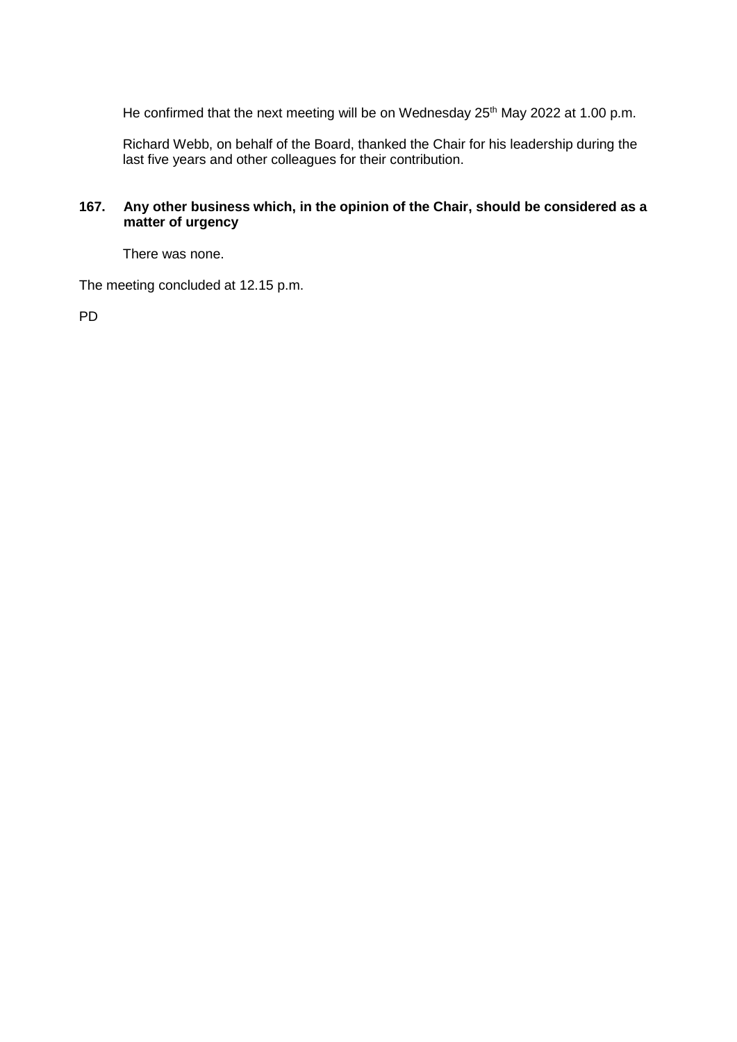He confirmed that the next meeting will be on Wednesday 25th May 2022 at 1.00 p.m.

Richard Webb, on behalf of the Board, thanked the Chair for his leadership during the last five years and other colleagues for their contribution.

**167. Any other business which, in the opinion of the Chair, should be considered as a matter of urgency**

There was none.

The meeting concluded at 12.15 p.m.

PD